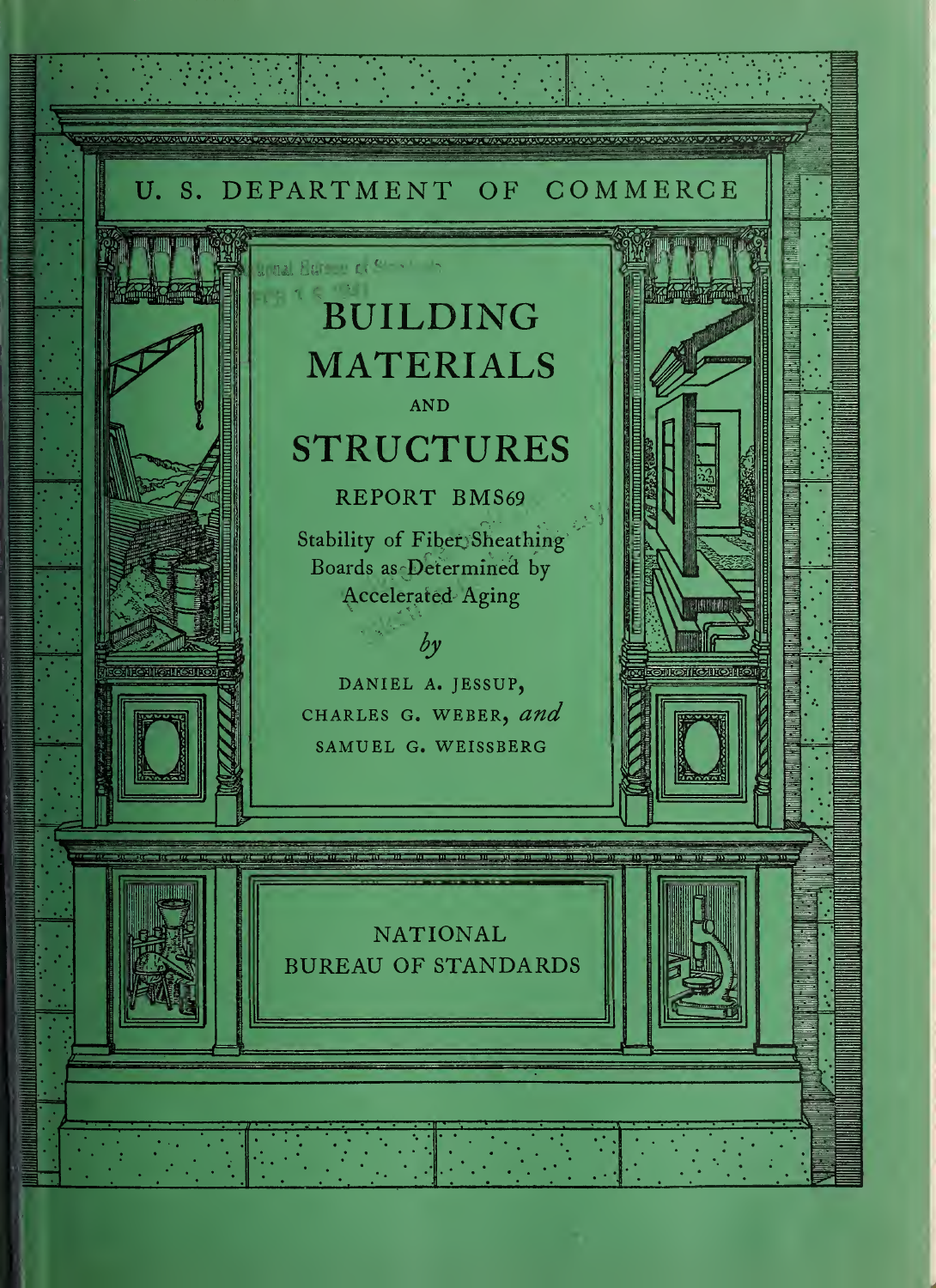U. S. DEPARTMENT OF COMMERCE

# BUILDING MATERIALS AND STRUCTURES

## REPORT BMS69

Stability of Fiber Sheathing Boards as Determined by Accelerated Aging

*by*

DANIEL A. JESSUP, CHARLES G. WEBER, *and* SAMUEL G. WEISSBERG

NATIONAL BUREAU OF STANDARDS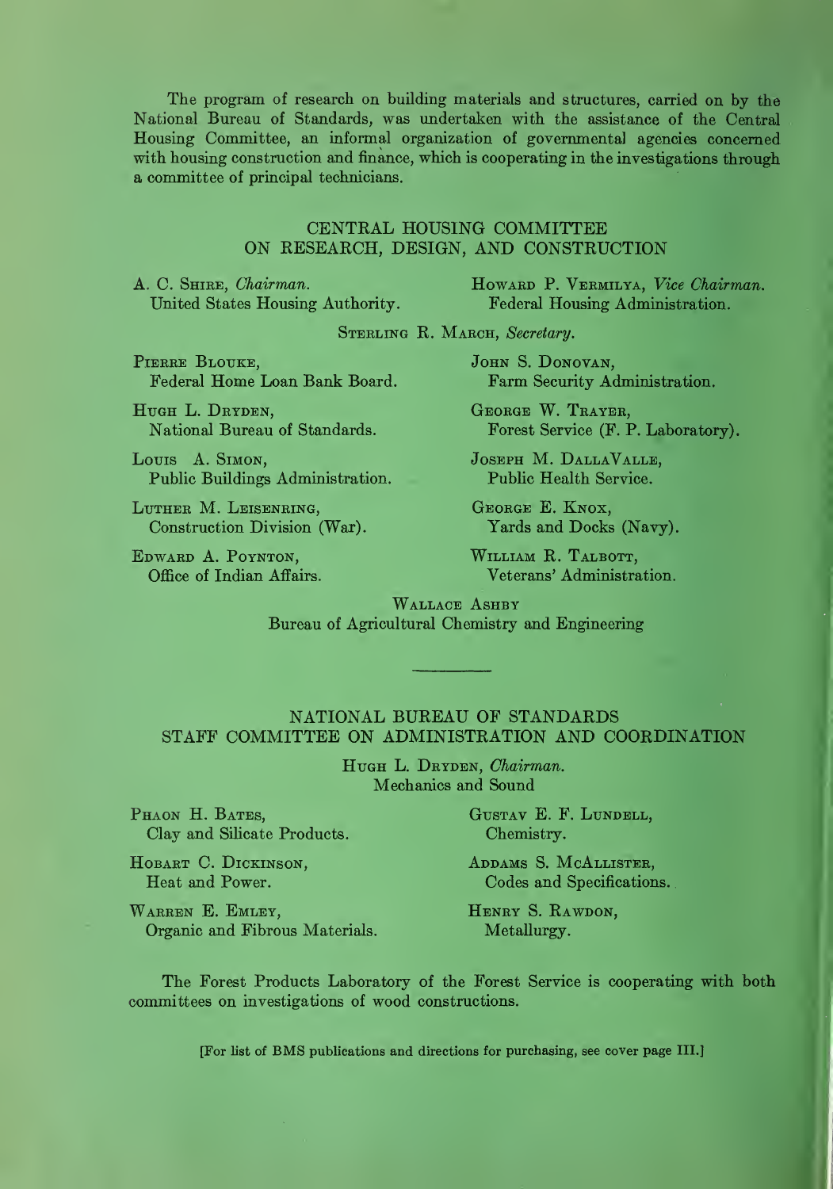The program of research on building materials and structures, carried on by the National Bureau of Standards, was undertaken with the assistance of the Central Housing Committee, an informal organization of governmental agencies concerned with housing construction and finance, which is cooperating in the investigations through a committee of principal technicians.

## CENTRAL HOUSING COMMITTEE ON RESEARCH, DESIGN, AND CONSTRUCTION

A. C. Shire, *Chairman.*
United States Housing Authority.

Howard P. Vermilya, *Vice Chairman.*
Federal Housing Administration.

Sterling R. March, *Secretary.*

Pierre Blouke,
Federal Home Loan Bank Board.

John S. Donovan,
Farm Security Administration.

Hugh L. Dryden,
National Bureau of Standards.

George W. Trayer,
Forest Service (F. P. Laboratory).

Louis A. Simon,
Public Buildings Administration.

Joseph M. DallaValle,
Public Health Service.

Luther M. Leisenring,
Construction Division (War).

George E. Knox,
Yards and Docks (Navy).

Edward A. Poynton,
Office of Indian Affairs.

William R. Talbott,
Veterans' Administration.

Wallace Ashby
Bureau of Agricultural Chemistry and Engineering

---

## NATIONAL BUREAU OF STANDARDS STAFF COMMITTEE ON ADMINISTRATION AND COORDINATION

Hugh L. Dryden, *Chairman.*
Mechanics and Sound

Phaon H. Bates,
Clay and Silicate Products.

Gustav E. F. Lundell,
Chemistry.

Hobart C. Dickinson,
Heat and Power.

Addams S. McAllister,
Codes and Specifications.

Warren E. Emley,
Organic and Fibrous Materials.

Henry S. Rawdon,
Metallurgy.

The Forest Products Laboratory of the Forest Service is cooperating with both committees on investigations of wood constructions.

[For list of BMS publications and directions for purchasing, see cover page III.]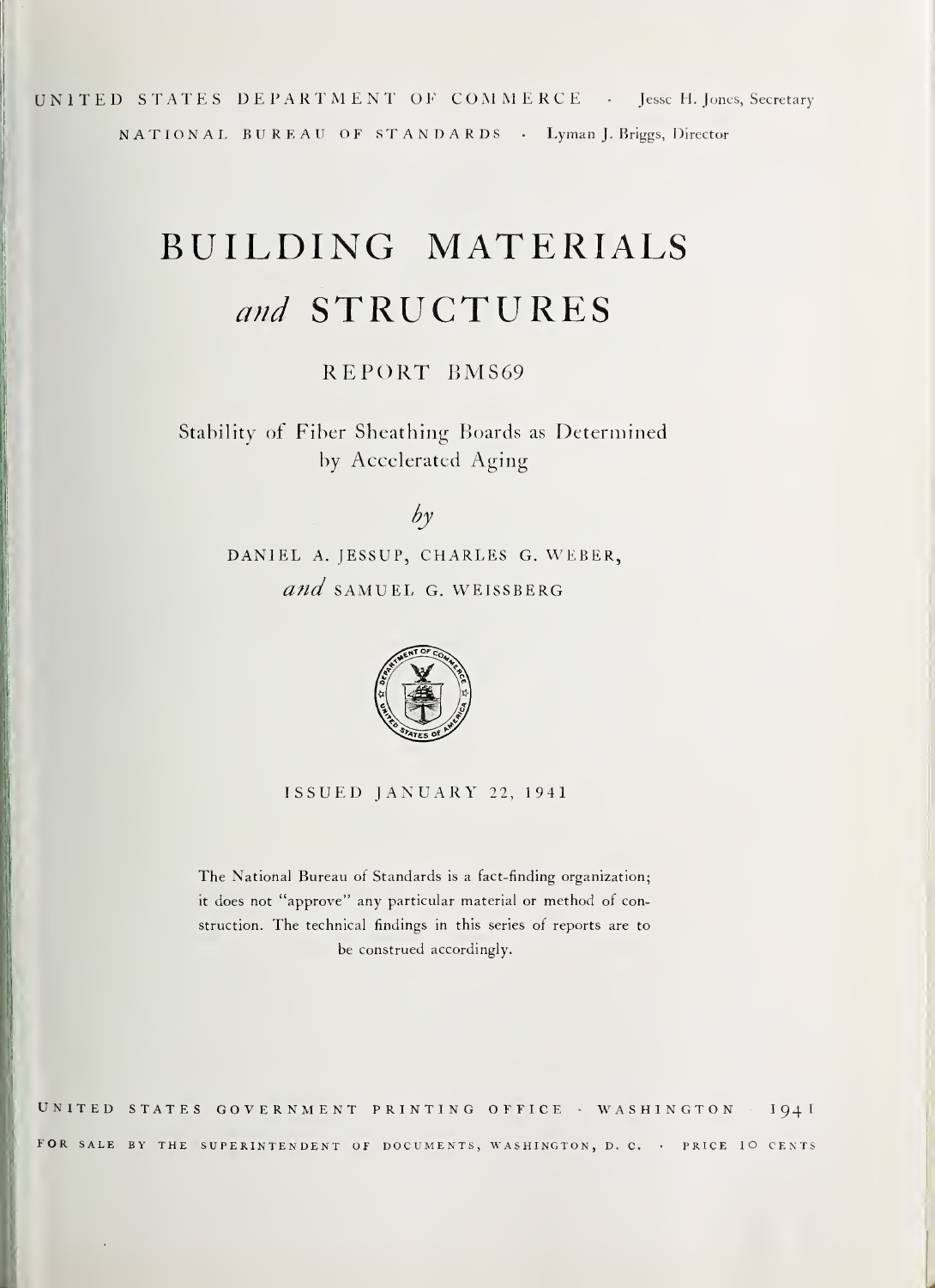UNITED STATES DEPARTMENT OF COMMERCE · Jesse H. Jones, Secretary

NATIONAL BUREAU OF STANDARDS · Lyman J. Briggs, Director

# BUILDING MATERIALS *and* STRUCTURES

## REPORT BMS69

### Stability of Fiber Sheathing Boards as Determined by Accelerated Aging

*by*

DANIEL A. JESSUP, CHARLES G. WEBER, *and* SAMUEL G. WEISSBERG

ISSUED JANUARY 22, 1941

The National Bureau of Standards is a fact-finding organization; it does not "approve" any particular material or method of construction. The technical findings in this series of reports are to be construed accordingly.

UNITED STATES GOVERNMENT PRINTING OFFICE · WASHINGTON 1941

FOR SALE BY THE SUPERINTENDENT OF DOCUMENTS, WASHINGTON, D. C. · PRICE 10 CENTS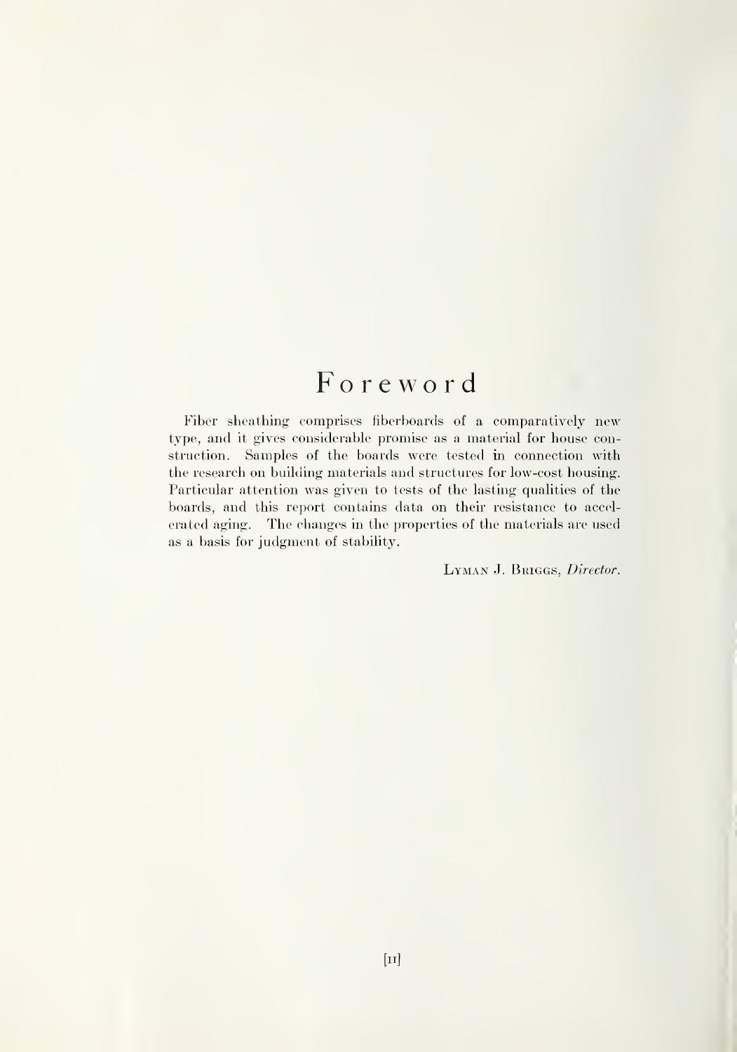# Foreword

Fiber sheathing comprises fiberboards of a comparatively new type, and it gives considerable promise as a material for house construction. Samples of the boards were tested in connection with the research on building materials and structures for low-cost housing. Particular attention was given to tests of the lasting qualities of the boards, and this report contains data on their resistance to accelerated aging. The changes in the properties of the materials are used as a basis for judgment of stability.

LYMAN J. BRIGGS, *Director*.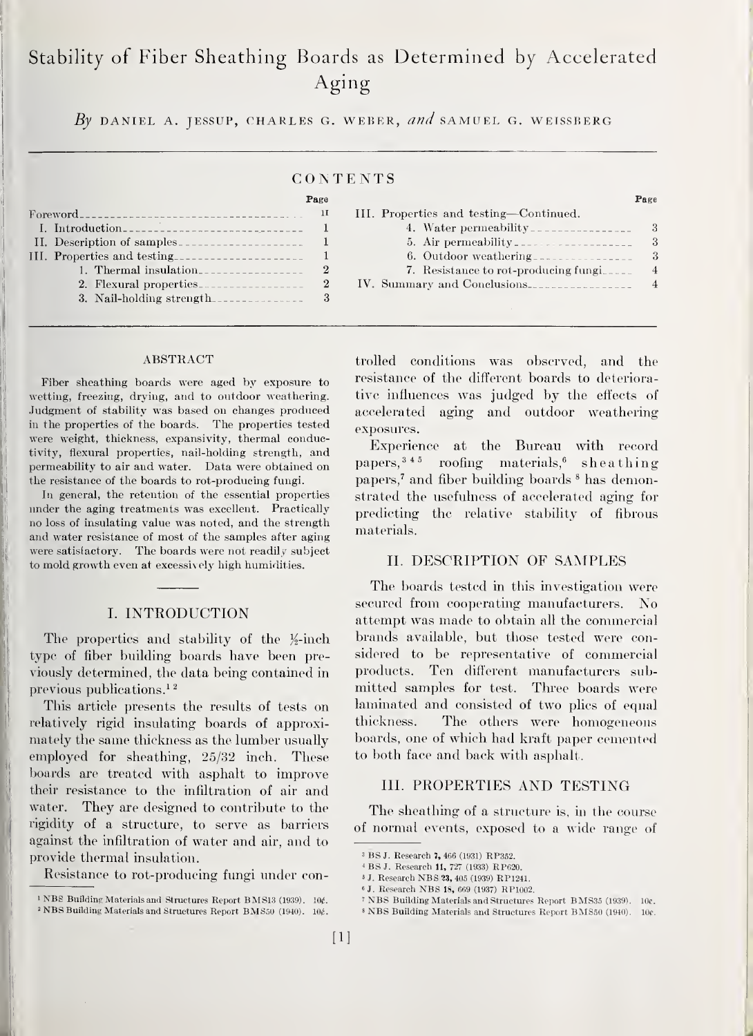# Stability of Fiber Sheathing Boards as Determined by Accelerated Aging

*By* DANIEL A. JESSUP, CHARLES G. WEBER, *and* SAMUEL G. WEISSBERG

## CONTENTS

| | Page |
|---|---|
| Foreword | II |
| I. Introduction | 1 |
| II. Description of samples | 1 |
| III. Properties and testing | 1 |
| 1. Thermal insulation | 2 |
| 2. Flexural properties | 2 |
| 3. Nail-holding strength | 3 |
| III. Properties and testing—Continued. | |
| 4. Water permeability | 3 |
| 5. Air permeability | 3 |
| 6. Outdoor weathering | 3 |
| 7. Resistance to rot-producing fungi | 4 |
| IV. Summary and Conclusions | 4 |

### ABSTRACT

Fiber sheathing boards were aged by exposure to wetting, freezing, drying, and to outdoor weathering. Judgment of stability was based on changes produced in the properties of the boards. The properties tested were weight, thickness, expansivity, thermal conductivity, flexural properties, nail-holding strength, and permeability to air and water. Data were obtained on the resistance of the boards to rot-producing fungi.

In general, the retention of the essential properties under the aging treatments was excellent. Practically no loss of insulating value was noted, and the strength and water resistance of most of the samples after aging were satisfactory. The boards were not readily subject to mold growth even at excessively high humidities.

## I. INTRODUCTION

The properties and stability of the ½-inch type of fiber building boards have been previously determined, the data being contained in previous publications.[1,2]

This article presents the results of tests on relatively rigid insulating boards of approximately the same thickness as the lumber usually employed for sheathing, 25/32 inch. These boards are treated with asphalt to improve their resistance to the infiltration of air and water. They are designed to contribute to the rigidity of a structure, to serve as barriers against the infiltration of water and air, and to provide thermal insulation.

Resistance to rot-producing fungi under controlled conditions was observed, and the resistance of the different boards to deteriorative influences was judged by the effects of accelerated aging and outdoor weathering exposures.

Experience at the Bureau with record papers,[3,4,5] roofing materials,[6] sheathing papers,[7] and fiber building boards[8] has demonstrated the usefulness of accelerated aging for predicting the relative stability of fibrous materials.

## II. DESCRIPTION OF SAMPLES

The boards tested in this investigation were secured from cooperating manufacturers. No attempt was made to obtain all the commercial brands available, but those tested were considered to be representative of commercial products. Ten different manufacturers submitted samples for test. Three boards were laminated and consisted of two plies of equal thickness. The others were homogeneous boards, one of which had kraft paper cemented to both face and back with asphalt.

## III. PROPERTIES AND TESTING

The sheathing of a structure is, in the course of normal events, exposed to a wide range of

---

[1] NBS Building Materials and Structures Report BMS13 (1939). 10¢.

[2] NBS Building Materials and Structures Report BMS50 (1940). 10¢.

[3] BS J. Research 7, 466 (1931) RP352.

[4] BS J. Research 11, 727 (1933) RP620.

[5] J. Research NBS 23, 405 (1939) RP1241.

[6] J. Research NBS 18, 669 (1937) RP1002.

[7] NBS Building Materials and Structures Report BMS35 (1939). 10¢.

[8] NBS Building Materials and Structures Report BMS50 (1940). 10¢.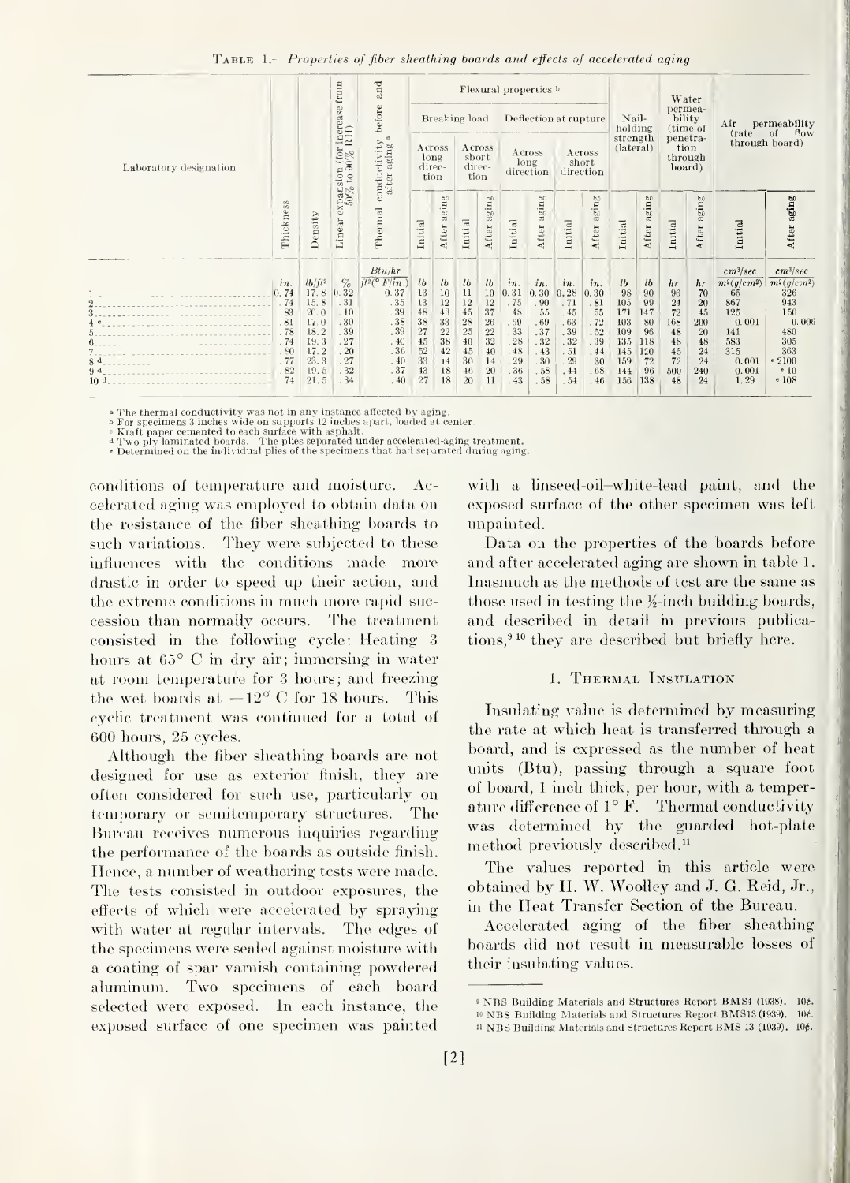Table 1.—*Properties of fiber sheathing boards and effects of accelerated aging*

| Laboratory designation | Thickness | Density | Linear expansion (for increase from 50% to 90% RH) | Thermal conductivity before and after aging [a] | Flexural properties [b] | | | | | | | | Nail-holding strength (lateral) | | Water permeability (time of penetration through board) | | Air permeability (rate of flow through board) | |
|---|---|---|---|---|---|---|---|---|---|---|---|---|---|---|---|---|---|---|
| | | | | | Breaking load | | | | Deflection at rupture | | | | | | | | | |
| | | | | | Across long direction | | Across short direction | | Across long direction | | Across short direction | | | | | | | |
| | | | | | Initial | After aging | Initial | After aging | Initial | After aging | Initial | After aging | Initial | After aging | Initial | After aging | Initial | After aging |
| | *in.* | *lb/ft*[3] | *%* | *Btu/hr ft*[2] *(° F/in.)* | *lb* | *lb* | *lb* | *lb* | *in.* | *in.* | *in.* | *in.* | *lb* | *lb* | *hr* | *hr* | *cm*[3]*/sec m*[2]*(g/cm*[2]*)* | *cm*[3]*/sec m*[2]*(g/cm*[2]*)* |
| 1 | 0.74 | 17.8 | 0.32 | 0.37 | 13 | 10 | 11 | 10 | 0.31 | 0.30 | 0.28 | 0.30 | 98 | 90 | 96 | 70 | 65 | 326 |
| 2 | .74 | 15.8 | .31 | .35 | 13 | 12 | 12 | 12 | .75 | .90 | .71 | .81 | 105 | 99 | 24 | 20 | 867 | 943 |
| 3 | .83 | 20.0 | .10 | .39 | 48 | 43 | 45 | 37 | .48 | .55 | .45 | .55 | 171 | 147 | 72 | 45 | 125 | 150 |
| 4 [c] | .81 | 17.0 | .30 | .38 | 38 | 33 | 28 | 26 | .69 | .69 | .63 | .72 | 103 | 80 | 168 | 200 | 0.001 | 0.006 |
| 5 | .78 | 18.2 | .39 | .39 | 27 | 22 | 25 | 22 | .33 | .37 | .39 | .52 | 109 | 96 | 48 | 20 | 141 | 480 |
| 6 | .74 | 19.3 | .27 | .40 | 45 | 38 | 40 | 32 | .28 | .32 | .32 | .39 | 135 | 118 | 48 | 48 | 583 | 305 |
| 7 | .80 | 17.2 | .20 | .36 | 52 | 42 | 45 | 40 | .48 | .43 | .51 | .44 | 145 | 120 | 45 | 24 | 315 | 363 |
| 8 [d] | .77 | 23.3 | .27 | .40 | 33 | 14 | 30 | 14 | .29 | .30 | .29 | .30 | 159 | 72 | 72 | 24 | 0.001 | [e] 2100 |
| 9 [d] | .82 | 19.5 | .32 | .37 | 43 | 18 | 46 | 20 | .36 | .58 | .44 | .68 | 144 | 96 | 500 | 240 | 0.001 | [e] 10 |
| 10 [d] | .74 | 21.5 | .34 | .40 | 27 | 18 | 20 | 11 | .43 | .58 | .54 | .46 | 156 | 138 | 48 | 24 | 1.29 | [e] 108 |

[a] The thermal conductivity was not in any instance affected by aging.
[b] For specimens 3 inches wide on supports 12 inches apart, loaded at center.
[c] Kraft paper cemented to each surface with asphalt.
[d] Two-ply laminated boards. The plies separated under accelerated-aging treatment.
[e] Determined on the individual plies of the specimens that had separated during aging.

conditions of temperature and moisture. Accelerated aging was employed to obtain data on the resistance of the fiber sheathing boards to such variations. They were subjected to these influences with the conditions made more drastic in order to speed up their action, and the extreme conditions in much more rapid succession than normally occurs. The treatment consisted in the following cycle: Heating 3 hours at 65° C in dry air; immersing in water at room temperature for 3 hours; and freezing the wet boards at −12° C for 18 hours. This cyclic treatment was continued for a total of 600 hours, 25 cycles.

Although the fiber sheathing boards are not designed for use as exterior finish, they are often considered for such use, particularly on temporary or semitemporary structures. The Bureau receives numerous inquiries regarding the performance of the boards as outside finish. Hence, a number of weathering tests were made. The tests consisted in outdoor exposures, the effects of which were accelerated by spraying with water at regular intervals. The edges of the specimens were sealed against moisture with a coating of spar varnish containing powdered aluminum. Two specimens of each board selected were exposed. In each instance, the exposed surface of one specimen was painted with a linseed-oil–white-lead paint, and the exposed surface of the other specimen was left unpainted.

Data on the properties of the boards before and after accelerated aging are shown in table 1. Inasmuch as the methods of test are the same as those used in testing the ½-inch building boards, and described in detail in previous publications,[9] [10] they are described but briefly here.

### 1. Thermal Insulation

Insulating value is determined by measuring the rate at which heat is transferred through a board, and is expressed as the number of heat units (Btu), passing through a square foot of board, 1 inch thick, per hour, with a temperature difference of 1° F. Thermal conductivity was determined by the guarded hot-plate method previously described.[11]

The values reported in this article were obtained by H. W. Woolley and J. G. Reid, Jr., in the Heat Transfer Section of the Bureau.

Accelerated aging of the fiber sheathing boards did not result in measurable losses of their insulating values.

[9] NBS Building Materials and Structures Report BMS4 (1938). 10¢.
[10] NBS Building Materials and Structures Report BMS13 (1939). 10¢.
[11] NBS Building Materials and Structures Report BMS 13 (1939). 10¢.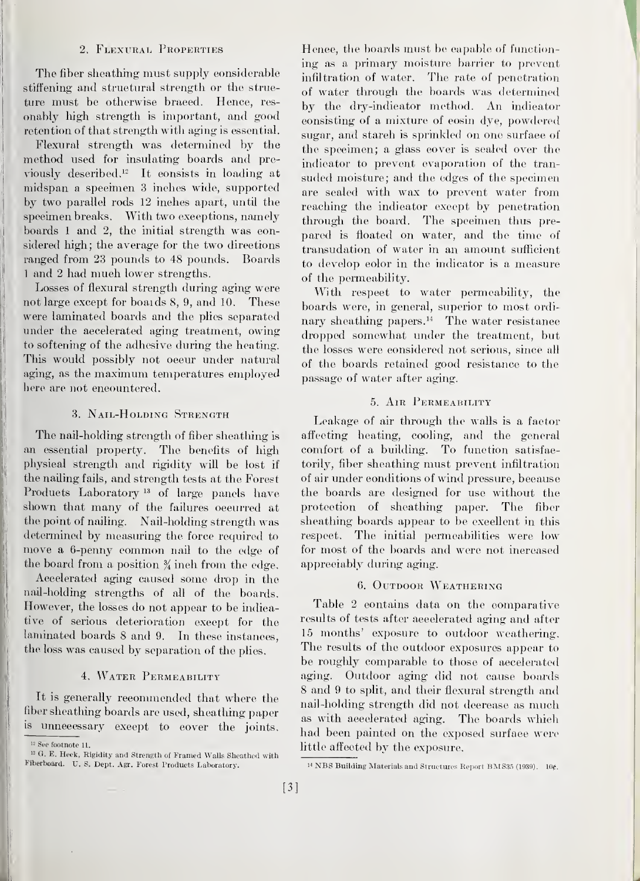## 2. Flexural Properties

The fiber sheathing must supply considerable stiffening and structural strength or the structure must be otherwise braced. Hence, resonably high strength is important, and good retention of that strength with aging is essential.

Flexural strength was determined by the method used for insulating boards and previously described.[12] It consists in loading at midspan a specimen 3 inches wide, supported by two parallel rods 12 inches apart, until the specimen breaks. With two exceptions, namely boards 1 and 2, the initial strength was considered high; the average for the two directions ranged from 23 pounds to 48 pounds. Boards 1 and 2 had much lower strengths.

Losses of flexural strength during aging were not large except for boards 8, 9, and 10. These were laminated boards and the plies separated under the accelerated aging treatment, owing to softening of the adhesive during the heating. This would possibly not occur under natural aging, as the maximum temperatures employed here are not encountered.

## 3. Nail-Holding Strength

The nail-holding strength of fiber sheathing is an essential property. The benefits of high physical strength and rigidity will be lost if the nailing fails, and strength tests at the Forest Products Laboratory[13] of large panels have shown that many of the failures occurred at the point of nailing. Nail-holding strength was determined by measuring the force required to move a 6-penny common nail to the edge of the board from a position ¾ inch from the edge.

Accelerated aging caused some drop in the nail-holding strengths of all of the boards. However, the losses do not appear to be indicative of serious deterioration except for the laminated boards 8 and 9. In these instances, the loss was caused by separation of the plies.

## 4. Water Permeability

It is generally recommended that where the fiber sheathing boards are used, sheathing paper is unnecessary except to cover the joints. Hence, the boards must be capable of functioning as a primary moisture barrier to prevent infiltration of water. The rate of penetration of water through the boards was determined by the dry-indicator method. An indicator consisting of a mixture of eosin dye, powdered sugar, and starch is sprinkled on one surface of the specimen; a glass cover is sealed over the indicator to prevent evaporation of the transuded moisture; and the edges of the specimen are sealed with wax to prevent water from reaching the indicator except by penetration through the board. The specimen thus prepared is floated on water, and the time of transudation of water in an amount sufficient to develop color in the indicator is a measure of the permeability.

With respect to water permeability, the boards were, in general, superior to most ordinary sheathing papers.[14] The water resistance dropped somewhat under the treatment, but the losses were considered not serious, since all of the boards retained good resistance to the passage of water after aging.

## 5. Air Permeability

Leakage of air through the walls is a factor affecting heating, cooling, and the general comfort of a building. To function satisfactorily, fiber sheathing must prevent infiltration of air under conditions of wind pressure, because the boards are designed for use without the protection of sheathing paper. The fiber sheathing boards appear to be excellent in this respect. The initial permeabilities were low for most of the boards and were not increased appreciably during aging.

## 6. Outdoor Weathering

Table 2 contains data on the comparative results of tests after accelerated aging and after 15 months' exposure to outdoor weathering. The results of the outdoor exposures appear to be roughly comparable to those of accelerated aging. Outdoor aging did not cause boards 8 and 9 to split, and their flexural strength and nail-holding strength did not decrease as much as with accelerated aging. The boards which had been painted on the exposed surface were little affected by the exposure.

---

[12] See footnote 11.

[13] G. E. Heck, Rigidity and Strength of Framed Walls Sheathed with Fiberboard. U. S. Dept. Agr. Forest Products Laboratory.

[14] NBS Building Materials and Structures Report BMS35 (1939). 10¢.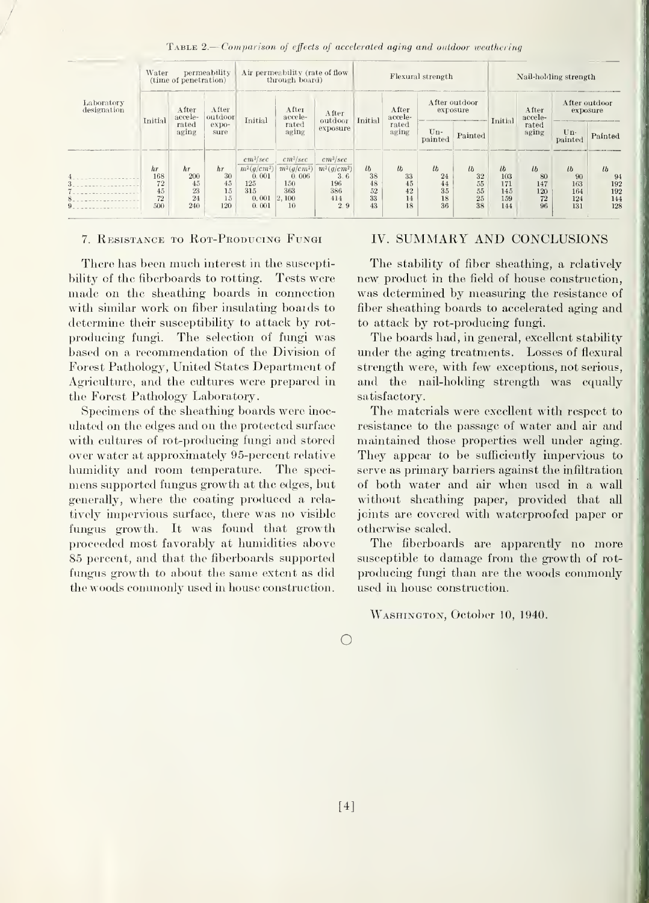Table 2.—*Comparison of effects of accelerated aging and outdoor weathering*

| Laboratory designation | Water permeability (time of penetration) | | | Air permeability (rate of flow through board) | | | Flexural strength | | | | Nail-holding strength | | | |
|---|---|---|---|---|---|---|---|---|---|---|---|---|---|---|
| | Initial | After accelerated aging | After outdoor exposure | Initial | After accelerated aging | After outdoor exposure | Initial | After accelerated aging | After outdoor exposure | | Initial | After accelerated aging | After outdoor exposure | |
| | | | | | | | | | Unpainted | Painted | | | Unpainted | Painted |
| | *hr* | *hr* | *hr* | $\frac{cm^3/sec}{m^2(g/cm^2)}$ | $\frac{cm^3/sec}{m^2(g/cm^2)}$ | $\frac{cm^3/sec}{m^2(g/cm^2)}$ | *lb* | *lb* | *lb* | *lb* | *lb* | *lb* | *lb* | *lb* |
| 4 | 168 | 200 | 30 | 0.001 | 0.006 | 3.6 | 38 | 33 | 24 | 32 | 103 | 80 | 90 | 94 |
| 3 | 72 | 45 | 45 | 125 | 150 | 196 | 48 | 45 | 44 | 55 | 171 | 147 | 163 | 192 |
| 7 | 45 | 23 | 15 | 315 | 363 | 386 | 52 | 42 | 35 | 55 | 145 | 120 | 164 | 192 |
| 8 | 72 | 24 | 15 | 0.001 | 2,100 | 414 | 33 | 14 | 18 | 25 | 159 | 72 | 124 | 144 |
| 9 | 500 | 240 | 120 | 0.001 | 10 | 2.9 | 43 | 18 | 36 | 38 | 144 | 96 | 131 | 128 |

### 7. Resistance to Rot-Producing Fungi

There has been much interest in the susceptibility of the fiberboards to rotting. Tests were made on the sheathing boards in connection with similar work on fiber insulating boards to determine their susceptibility to attack by rot-producing fungi. The selection of fungi was based on a recommendation of the Division of Forest Pathology, United States Department of Agriculture, and the cultures were prepared in the Forest Pathology Laboratory.

Specimens of the sheathing boards were inoculated on the edges and on the protected surface with cultures of rot-producing fungi and stored over water at approximately 95-percent relative humidity and room temperature. The specimens supported fungus growth at the edges, but generally, where the coating produced a relatively impervious surface, there was no visible fungus growth. It was found that growth proceeded most favorably at humidities above 85 percent, and that the fiberboards supported fungus growth to about the same extent as did the woods commonly used in house construction.

## IV. SUMMARY AND CONCLUSIONS

The stability of fiber sheathing, a relatively new product in the field of house construction, was determined by measuring the resistance of fiber sheathing boards to accelerated aging and to attack by rot-producing fungi.

The boards had, in general, excellent stability under the aging treatments. Losses of flexural strength were, with few exceptions, not serious, and the nail-holding strength was equally satisfactory.

The materials were excellent with respect to resistance to the passage of water and air and maintained those properties well under aging. They appear to be sufficiently impervious to serve as primary barriers against the infiltration of both water and air when used in a wall without sheathing paper, provided that all joints are covered with waterproofed paper or otherwise sealed.

The fiberboards are apparently no more susceptible to damage from the growth of rot-producing fungi than are the woods commonly used in house construction.

Washington, October 10, 1940.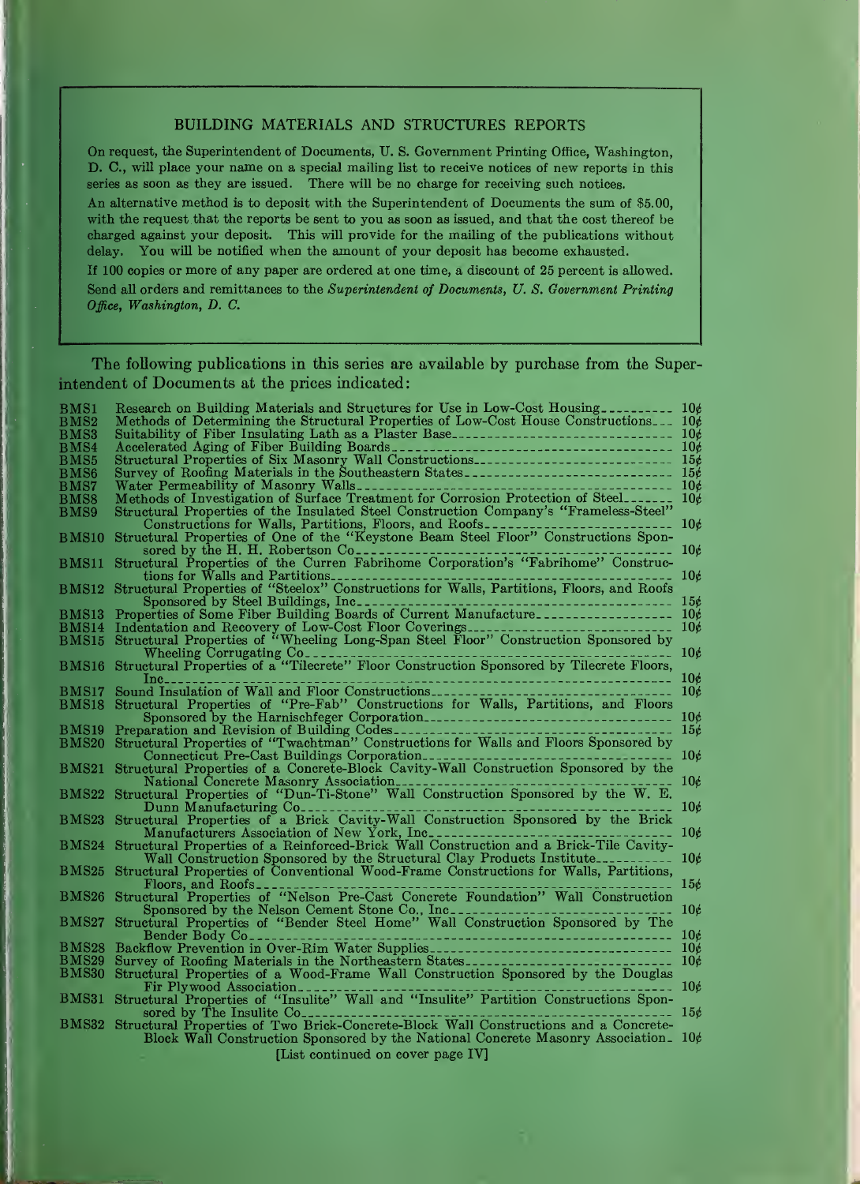## BUILDING MATERIALS AND STRUCTURES REPORTS

On request, the Superintendent of Documents, U. S. Government Printing Office, Washington, D. C., will place your name on a special mailing list to receive notices of new reports in this series as soon as they are issued. There will be no charge for receiving such notices.

An alternative method is to deposit with the Superintendent of Documents the sum of $5.00, with the request that the reports be sent to you as soon as issued, and that the cost thereof be charged against your deposit. This will provide for the mailing of the publications without delay. You will be notified when the amount of your deposit has become exhausted.

If 100 copies or more of any paper are ordered at one time, a discount of 25 percent is allowed.

Send all orders and remittances to the *Superintendent of Documents, U. S. Government Printing Office, Washington, D. C.*

The following publications in this series are available by purchase from the Superintendent of Documents at the prices indicated:

| | | |
|---|---|---|
| BMS1 | Research on Building Materials and Structures for Use in Low-Cost Housing | 10¢ |
| BMS2 | Methods of Determining the Structural Properties of Low-Cost House Constructions | 10¢ |
| BMS3 | Suitability of Fiber Insulating Lath as a Plaster Base | 10¢ |
| BMS4 | Accelerated Aging of Fiber Building Boards | 10¢ |
| BMS5 | Structural Properties of Six Masonry Wall Constructions | 15¢ |
| BMS6 | Survey of Roofing Materials in the Southeastern States | 15¢ |
| BMS7 | Water Permeability of Masonry Walls | 10¢ |
| BMS8 | Methods of Investigation of Surface Treatment for Corrosion Protection of Steel | 10¢ |
| BMS9 | Structural Properties of the Insulated Steel Construction Company's "Frameless-Steel" Constructions for Walls, Partitions, Floors, and Roofs | 10¢ |
| BMS10 | Structural Properties of One of the "Keystone Beam Steel Floor" Constructions Sponsored by the H. H. Robertson Co | 10¢ |
| BMS11 | Structural Properties of the Curren Fabrihome Corporation's "Fabrihome" Constructions for Walls and Partitions | 10¢ |
| BMS12 | Structural Properties of "Steelox" Constructions for Walls, Partitions, Floors, and Roofs Sponsored by Steel Buildings, Inc | 15¢ |
| BMS13 | Properties of Some Fiber Building Boards of Current Manufacture | 10¢ |
| BMS14 | Indentation and Recovery of Low-Cost Floor Coverings | 10¢ |
| BMS15 | Structural Properties of "Wheeling Long-Span Steel Floor" Construction Sponsored by Wheeling Corrugating Co | 10¢ |
| BMS16 | Structural Properties of a "Tilecrete" Floor Construction Sponsored by Tilecrete Floors, Inc | 10¢ |
| BMS17 | Sound Insulation of Wall and Floor Constructions | 10¢ |
| BMS18 | Structural Properties of "Pre-Fab" Constructions for Walls, Partitions, and Floors Sponsored by the Harnischfeger Corporation | 10¢ |
| BMS19 | Preparation and Revision of Building Codes | 15¢ |
| BMS20 | Structural Properties of "Twachtman" Constructions for Walls and Floors Sponsored by Connecticut Pre-Cast Buildings Corporation | 10¢ |
| BMS21 | Structural Properties of a Concrete-Block Cavity-Wall Construction Sponsored by the National Concrete Masonry Association | 10¢ |
| BMS22 | Structural Properties of "Dun-Ti-Stone" Wall Construction Sponsored by the W. E. Dunn Manufacturing Co | 10¢ |
| BMS23 | Structural Properties of a Brick Cavity-Wall Construction Sponsored by the Brick Manufacturers Association of New York, Inc | 10¢ |
| BMS24 | Structural Properties of a Reinforced-Brick Wall Construction and a Brick-Tile Cavity-Wall Construction Sponsored by the Structural Clay Products Institute | 10¢ |
| BMS25 | Structural Properties of Conventional Wood-Frame Constructions for Walls, Partitions, Floors, and Roofs | 15¢ |
| BMS26 | Structural Properties of "Nelson Pre-Cast Concrete Foundation" Wall Construction Sponsored by the Nelson Cement Stone Co., Inc | 10¢ |
| BMS27 | Structural Properties of "Bender Steel Home" Wall Construction Sponsored by The Bender Body Co | 10¢ |
| BMS28 | Backflow Prevention in Over-Rim Water Supplies | 10¢ |
| BMS29 | Survey of Roofing Materials in the Northeastern States | 10¢ |
| BMS30 | Structural Properties of a Wood-Frame Wall Construction Sponsored by the Douglas Fir Plywood Association | 10¢ |
| BMS31 | Structural Properties of "Insulite" Wall and "Insulite" Partition Constructions Sponsored by The Insulite Co | 15¢ |
| BMS32 | Structural Properties of Two Brick-Concrete-Block Wall Constructions and a Concrete-Block Wall Construction Sponsored by the National Concrete Masonry Association | 10¢ |

[List continued on cover page IV]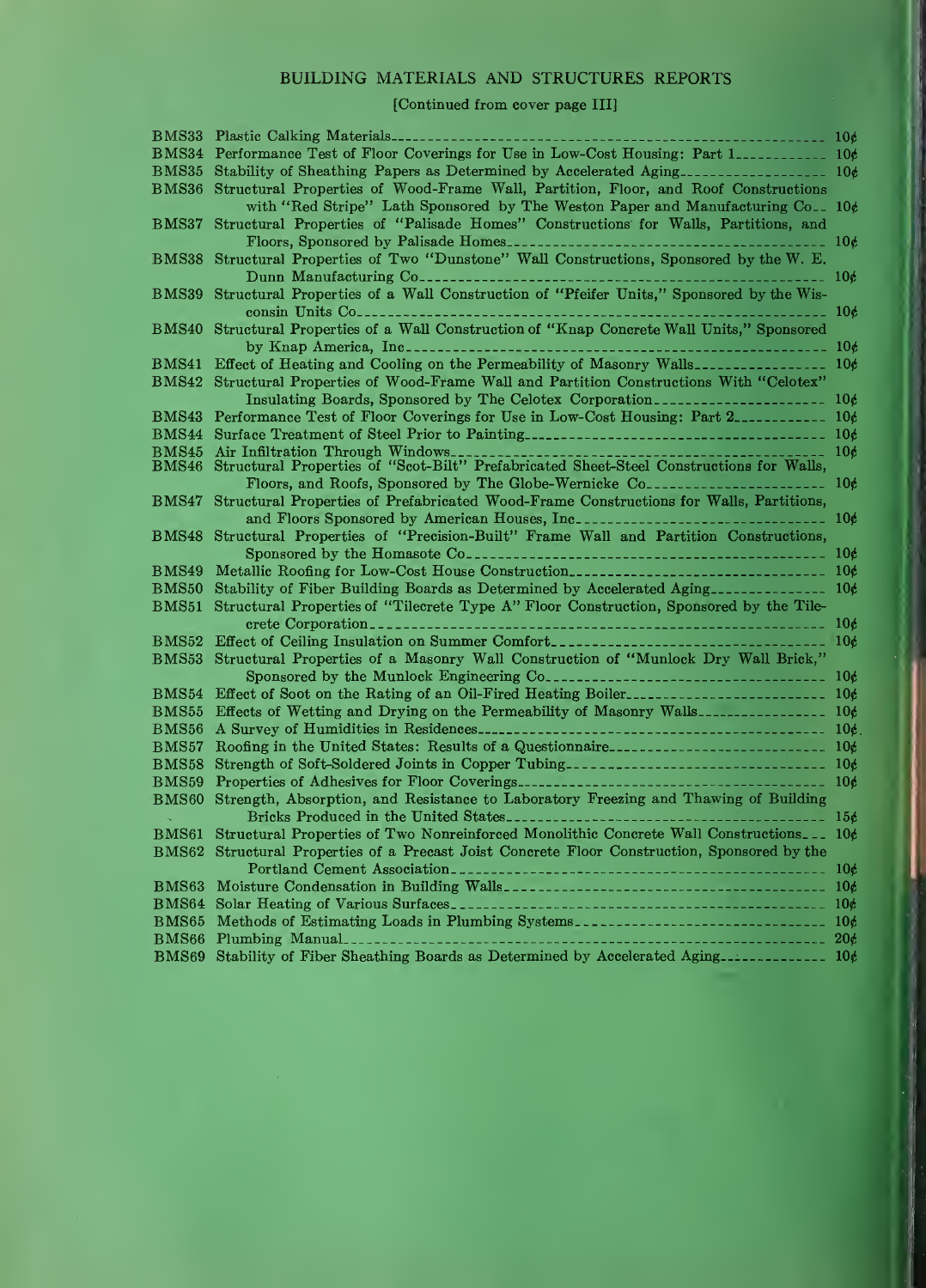## BUILDING MATERIALS AND STRUCTURES REPORTS

[Continued from cover page III]

| | | |
|---|---|---|
| BMS33 | Plastic Calking Materials | 10¢ |
| BMS34 | Performance Test of Floor Coverings for Use in Low-Cost Housing: Part 1 | 10¢ |
| BMS35 | Stability of Sheathing Papers as Determined by Accelerated Aging | 10¢ |
| BMS36 | Structural Properties of Wood-Frame Wall, Partition, Floor, and Roof Constructions with "Red Stripe" Lath Sponsored by The Weston Paper and Manufacturing Co | 10¢ |
| BMS37 | Structural Properties of "Palisade Homes" Constructions for Walls, Partitions, and Floors, Sponsored by Palisade Homes | 10¢ |
| BMS38 | Structural Properties of Two "Dunstone" Wall Constructions, Sponsored by the W. E. Dunn Manufacturing Co | 10¢ |
| BMS39 | Structural Properties of a Wall Construction of "Pfeifer Units," Sponsored by the Wisconsin Units Co | 10¢ |
| BMS40 | Structural Properties of a Wall Construction of "Knap Concrete Wall Units," Sponsored by Knap America, Inc | 10¢ |
| BMS41 | Effect of Heating and Cooling on the Permeability of Masonry Walls | 10¢ |
| BMS42 | Structural Properties of Wood-Frame Wall and Partition Constructions With "Celotex" Insulating Boards, Sponsored by The Celotex Corporation | 10¢ |
| BMS43 | Performance Test of Floor Coverings for Use in Low-Cost Housing: Part 2 | 10¢ |
| BMS44 | Surface Treatment of Steel Prior to Painting | 10¢ |
| BMS45 | Air Infiltration Through Windows | 10¢ |
| BMS46 | Structural Properties of "Scot-Bilt" Prefabricated Sheet-Steel Constructions for Walls, Floors, and Roofs, Sponsored by The Globe-Wernicke Co | 10¢ |
| BMS47 | Structural Properties of Prefabricated Wood-Frame Constructions for Walls, Partitions, and Floors Sponsored by American Houses, Inc | 10¢ |
| BMS48 | Structural Properties of "Precision-Built" Frame Wall and Partition Constructions, Sponsored by the Homasote Co | 10¢ |
| BMS49 | Metallic Roofing for Low-Cost House Construction | 10¢ |
| BMS50 | Stability of Fiber Building Boards as Determined by Accelerated Aging | 10¢ |
| BMS51 | Structural Properties of "Tilecrete Type A" Floor Construction, Sponsored by the Tilecrete Corporation | 10¢ |
| BMS52 | Effect of Ceiling Insulation on Summer Comfort | 10¢ |
| BMS53 | Structural Properties of a Masonry Wall Construction of "Munlock Dry Wall Brick," Sponsored by the Munlock Engineering Co | 10¢ |
| BMS54 | Effect of Soot on the Rating of an Oil-Fired Heating Boiler | 10¢ |
| BMS55 | Effects of Wetting and Drying on the Permeability of Masonry Walls | 10¢ |
| BMS56 | A Survey of Humidities in Residences | 10¢ |
| BMS57 | Roofing in the United States: Results of a Questionnaire | 10¢ |
| BMS58 | Strength of Soft-Soldered Joints in Copper Tubing | 10¢ |
| BMS59 | Properties of Adhesives for Floor Coverings | 10¢ |
| BMS60 | Strength, Absorption, and Resistance to Laboratory Freezing and Thawing of Building Bricks Produced in the United States | 15¢ |
| BMS61 | Structural Properties of Two Nonreinforced Monolithic Concrete Wall Constructions | 10¢ |
| BMS62 | Structural Properties of a Precast Joist Concrete Floor Construction, Sponsored by the Portland Cement Association | 10¢ |
| BMS63 | Moisture Condensation in Building Walls | 10¢ |
| BMS64 | Solar Heating of Various Surfaces | 10¢ |
| BMS65 | Methods of Estimating Loads in Plumbing Systems | 10¢ |
| BMS66 | Plumbing Manual | 20¢ |
| BMS69 | Stability of Fiber Sheathing Boards as Determined by Accelerated Aging | 10¢ |